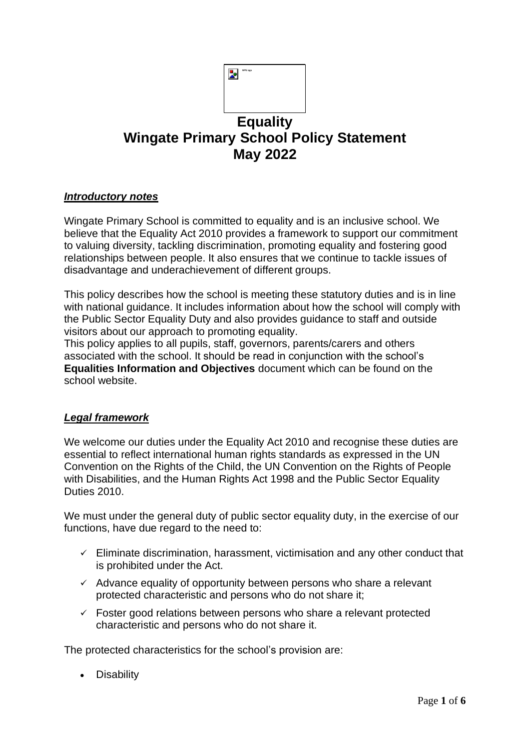# Equality
# Wingate Primary School Policy Statement
# May 2022

## ***Introductory notes***

Wingate Primary School is committed to equality and is an inclusive school. We believe that the Equality Act 2010 provides a framework to support our commitment to valuing diversity, tackling discrimination, promoting equality and fostering good relationships between people. It also ensures that we continue to tackle issues of disadvantage and underachievement of different groups.

This policy describes how the school is meeting these statutory duties and is in line with national guidance. It includes information about how the school will comply with the Public Sector Equality Duty and also provides guidance to staff and outside visitors about our approach to promoting equality.
This policy applies to all pupils, staff, governors, parents/carers and others associated with the school. It should be read in conjunction with the school's **Equalities Information and Objectives** document which can be found on the school website.

## ***Legal framework***

We welcome our duties under the Equality Act 2010 and recognise these duties are essential to reflect international human rights standards as expressed in the UN Convention on the Rights of the Child, the UN Convention on the Rights of People with Disabilities, and the Human Rights Act 1998 and the Public Sector Equality Duties 2010.

We must under the general duty of public sector equality duty, in the exercise of our functions, have due regard to the need to:

- ✓ Eliminate discrimination, harassment, victimisation and any other conduct that is prohibited under the Act.
- ✓ Advance equality of opportunity between persons who share a relevant protected characteristic and persons who do not share it;
- ✓ Foster good relations between persons who share a relevant protected characteristic and persons who do not share it.

The protected characteristics for the school's provision are:

- Disability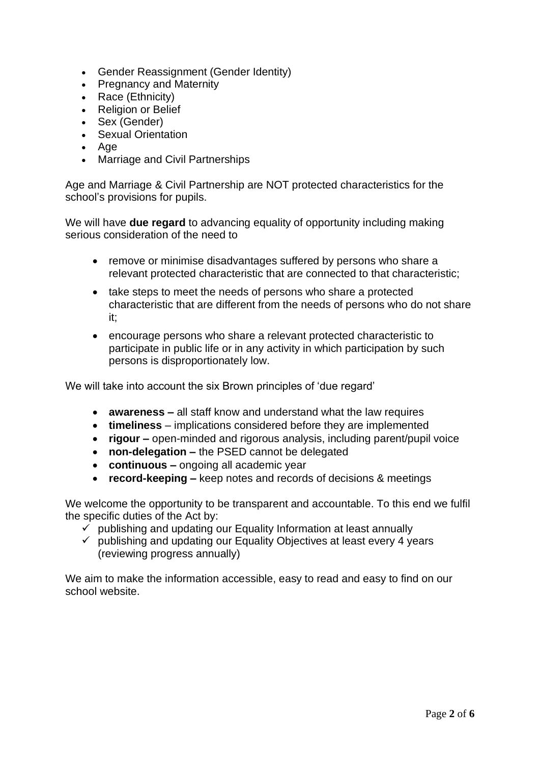- Gender Reassignment (Gender Identity)
- Pregnancy and Maternity
- Race (Ethnicity)
- Religion or Belief
- Sex (Gender)
- Sexual Orientation
- Age
- Marriage and Civil Partnerships

Age and Marriage & Civil Partnership are NOT protected characteristics for the school's provisions for pupils.

We will have **due regard** to advancing equality of opportunity including making serious consideration of the need to

- remove or minimise disadvantages suffered by persons who share a relevant protected characteristic that are connected to that characteristic;
- take steps to meet the needs of persons who share a protected characteristic that are different from the needs of persons who do not share it;
- encourage persons who share a relevant protected characteristic to participate in public life or in any activity in which participation by such persons is disproportionately low.

We will take into account the six Brown principles of 'due regard'

- **awareness –** all staff know and understand what the law requires
- **timeliness** – implications considered before they are implemented
- **rigour –** open-minded and rigorous analysis, including parent/pupil voice
- **non-delegation –** the PSED cannot be delegated
- **continuous –** ongoing all academic year
- **record-keeping –** keep notes and records of decisions & meetings

We welcome the opportunity to be transparent and accountable. To this end we fulfil the specific duties of the Act by:

- ✓ publishing and updating our Equality Information at least annually
- ✓ publishing and updating our Equality Objectives at least every 4 years (reviewing progress annually)

We aim to make the information accessible, easy to read and easy to find on our school website.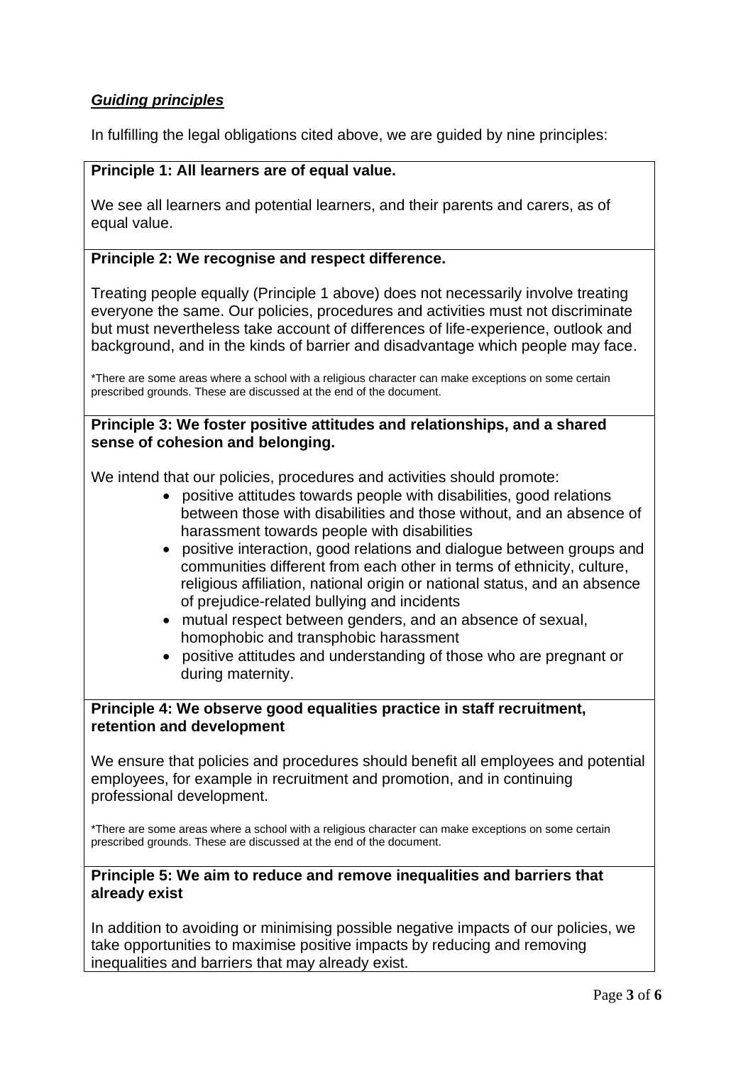## ***Guiding principles***

In fulfilling the legal obligations cited above, we are guided by nine principles:

**Principle 1: All learners are of equal value.**

We see all learners and potential learners, and their parents and carers, as of equal value.

**Principle 2: We recognise and respect difference.**

Treating people equally (Principle 1 above) does not necessarily involve treating everyone the same. Our policies, procedures and activities must not discriminate but must nevertheless take account of differences of life-experience, outlook and background, and in the kinds of barrier and disadvantage which people may face.

*There are some areas where a school with a religious character can make exceptions on some certain prescribed grounds. These are discussed at the end of the document.

**Principle 3: We foster positive attitudes and relationships, and a shared sense of cohesion and belonging.**

We intend that our policies, procedures and activities should promote:

- positive attitudes towards people with disabilities, good relations between those with disabilities and those without, and an absence of harassment towards people with disabilities
- positive interaction, good relations and dialogue between groups and communities different from each other in terms of ethnicity, culture, religious affiliation, national origin or national status, and an absence of prejudice-related bullying and incidents
- mutual respect between genders, and an absence of sexual, homophobic and transphobic harassment
- positive attitudes and understanding of those who are pregnant or during maternity.

**Principle 4: We observe good equalities practice in staff recruitment, retention and development**

We ensure that policies and procedures should benefit all employees and potential employees, for example in recruitment and promotion, and in continuing professional development.

*There are some areas where a school with a religious character can make exceptions on some certain prescribed grounds. These are discussed at the end of the document.

**Principle 5: We aim to reduce and remove inequalities and barriers that already exist**

In addition to avoiding or minimising possible negative impacts of our policies, we take opportunities to maximise positive impacts by reducing and removing inequalities and barriers that may already exist.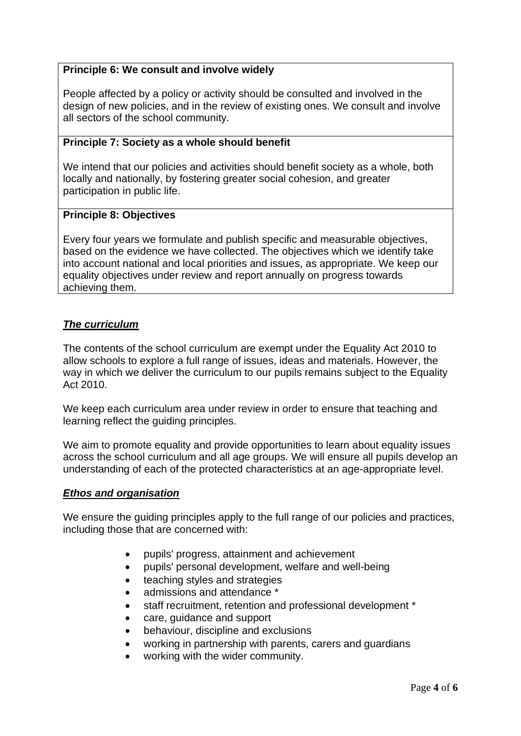**Principle 6: We consult and involve widely**

People affected by a policy or activity should be consulted and involved in the design of new policies, and in the review of existing ones. We consult and involve all sectors of the school community.

**Principle 7: Society as a whole should benefit**

We intend that our policies and activities should benefit society as a whole, both locally and nationally, by fostering greater social cohesion, and greater participation in public life.

**Principle 8: Objectives**

Every four years we formulate and publish specific and measurable objectives, based on the evidence we have collected. The objectives which we identify take into account national and local priorities and issues, as appropriate. We keep our equality objectives under review and report annually on progress towards achieving them.

***The curriculum***

The contents of the school curriculum are exempt under the Equality Act 2010 to allow schools to explore a full range of issues, ideas and materials. However, the way in which we deliver the curriculum to our pupils remains subject to the Equality Act 2010.

We keep each curriculum area under review in order to ensure that teaching and learning reflect the guiding principles.

We aim to promote equality and provide opportunities to learn about equality issues across the school curriculum and all age groups. We will ensure all pupils develop an understanding of each of the protected characteristics at an age-appropriate level.

***Ethos and organisation***

We ensure the guiding principles apply to the full range of our policies and practices, including those that are concerned with:

- pupils' progress, attainment and achievement
- pupils' personal development, welfare and well-being
- teaching styles and strategies
- admissions and attendance *
- staff recruitment, retention and professional development *
- care, guidance and support
- behaviour, discipline and exclusions
- working in partnership with parents, carers and guardians
- working with the wider community.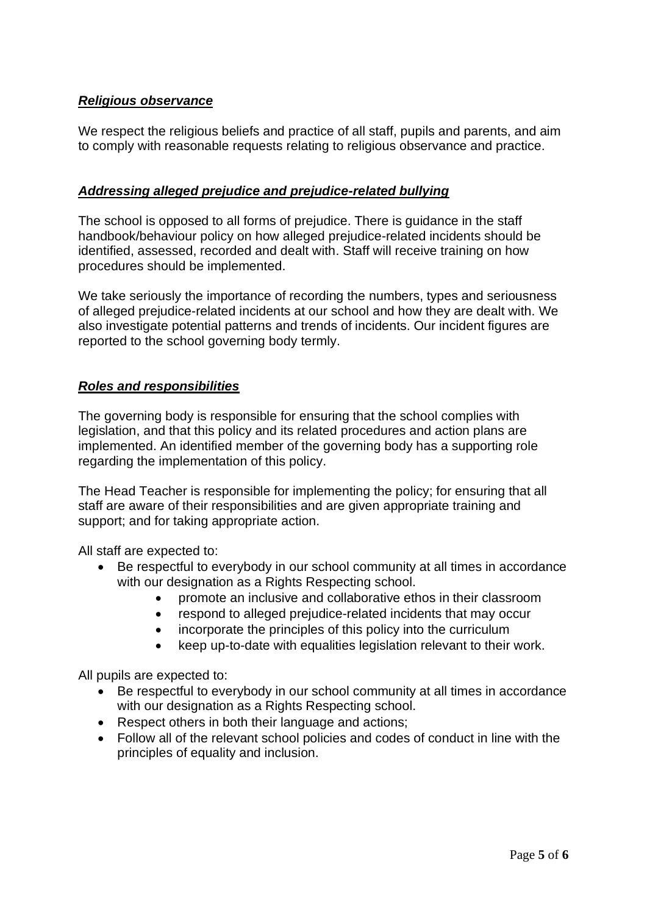### ***Religious observance***

We respect the religious beliefs and practice of all staff, pupils and parents, and aim to comply with reasonable requests relating to religious observance and practice.

### ***Addressing alleged prejudice and prejudice-related bullying***

The school is opposed to all forms of prejudice. There is guidance in the staff handbook/behaviour policy on how alleged prejudice-related incidents should be identified, assessed, recorded and dealt with. Staff will receive training on how procedures should be implemented.

We take seriously the importance of recording the numbers, types and seriousness of alleged prejudice-related incidents at our school and how they are dealt with. We also investigate potential patterns and trends of incidents. Our incident figures are reported to the school governing body termly.

### ***Roles and responsibilities***

The governing body is responsible for ensuring that the school complies with legislation, and that this policy and its related procedures and action plans are implemented. An identified member of the governing body has a supporting role regarding the implementation of this policy.

The Head Teacher is responsible for implementing the policy; for ensuring that all staff are aware of their responsibilities and are given appropriate training and support; and for taking appropriate action.

All staff are expected to:

- Be respectful to everybody in our school community at all times in accordance with our designation as a Rights Respecting school.
    - promote an inclusive and collaborative ethos in their classroom
    - respond to alleged prejudice-related incidents that may occur
    - incorporate the principles of this policy into the curriculum
    - keep up-to-date with equalities legislation relevant to their work.

All pupils are expected to:

- Be respectful to everybody in our school community at all times in accordance with our designation as a Rights Respecting school.
- Respect others in both their language and actions;
- Follow all of the relevant school policies and codes of conduct in line with the principles of equality and inclusion.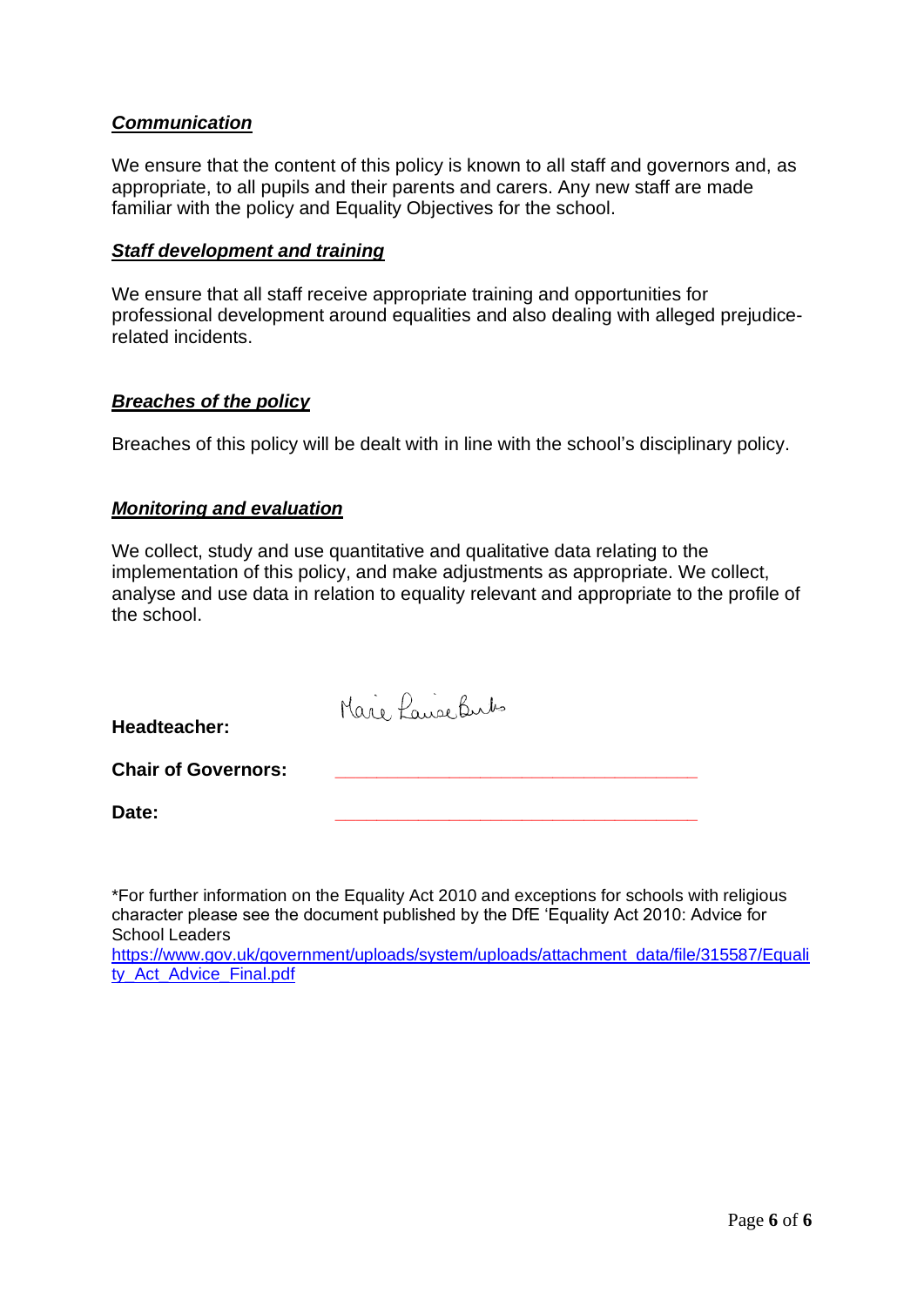***Communication***

We ensure that the content of this policy is known to all staff and governors and, as appropriate, to all pupils and their parents and carers. Any new staff are made familiar with the policy and Equality Objectives for the school.

***Staff development and training***

We ensure that all staff receive appropriate training and opportunities for professional development around equalities and also dealing with alleged prejudice-related incidents.

***Breaches of the policy***

Breaches of this policy will be dealt with in line with the school's disciplinary policy.

***Monitoring and evaluation***

We collect, study and use quantitative and qualitative data relating to the implementation of this policy, and make adjustments as appropriate. We collect, analyse and use data in relation to equality relevant and appropriate to the profile of the school.

**Headteacher:** Marie Louise Burks

**Chair of Governors:** ___________________________________

**Date:** ___________________________________

*For further information on the Equality Act 2010 and exceptions for schools with religious character please see the document published by the DfE 'Equality Act 2010: Advice for School Leaders
https://www.gov.uk/government/uploads/system/uploads/attachment_data/file/315587/Equality_Act_Advice_Final.pdf